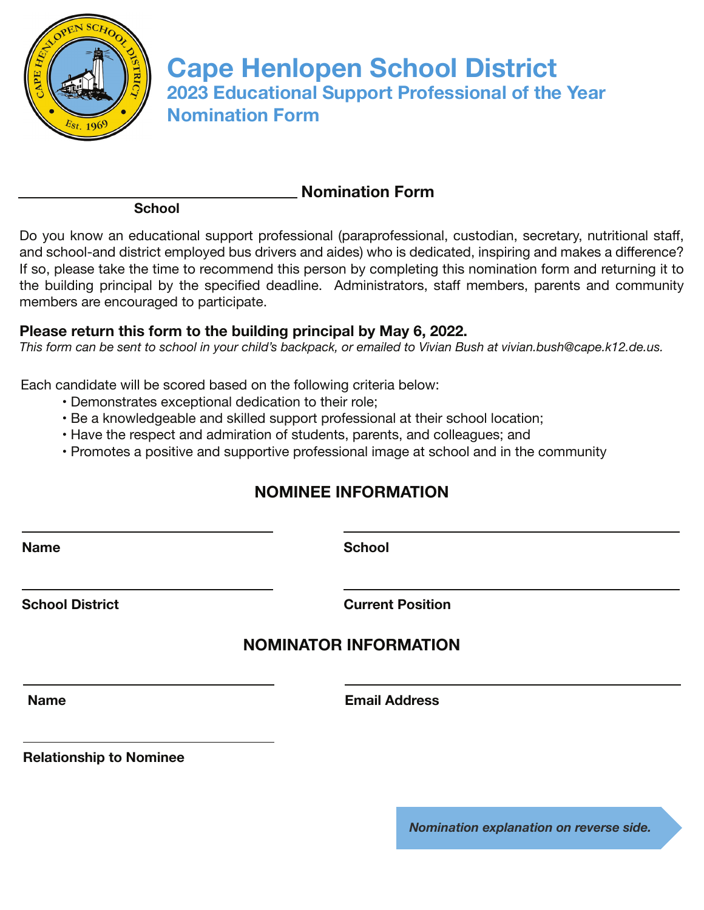# Cape Henlopen School District

## 2023 Educational Support Professional of the Year Nomination Form

______________________________ **Nomination Form**

**School**

Do you know an educational support professional (paraprofessional, custodian, secretary, nutritional staff, and school-and district employed bus drivers and aides) who is dedicated, inspiring and makes a difference? If so, please take the time to recommend this person by completing this nomination form and returning it to the building principal by the specified deadline. Administrators, staff members, parents and community members are encouraged to participate.

**Please return this form to the building principal by May 6, 2022.**

*This form can be sent to school in your child's backpack, or emailed to Vivian Bush at vivian.bush@cape.k12.de.us.*

Each candidate will be scored based on the following criteria below:

- Demonstrates exceptional dedication to their role;
- Be a knowledgeable and skilled support professional at their school location;
- Have the respect and admiration of students, parents, and colleagues; and
- Promotes a positive and supportive professional image at school and in the community

### NOMINEE INFORMATION

______________________________ ______________________________

**Name** **School**

______________________________ ______________________________

**School District** **Current Position**

### NOMINATOR INFORMATION

______________________________ ______________________________

**Name** **Email Address**

______________________________

**Relationship to Nominee**

*Nomination explanation on reverse side.*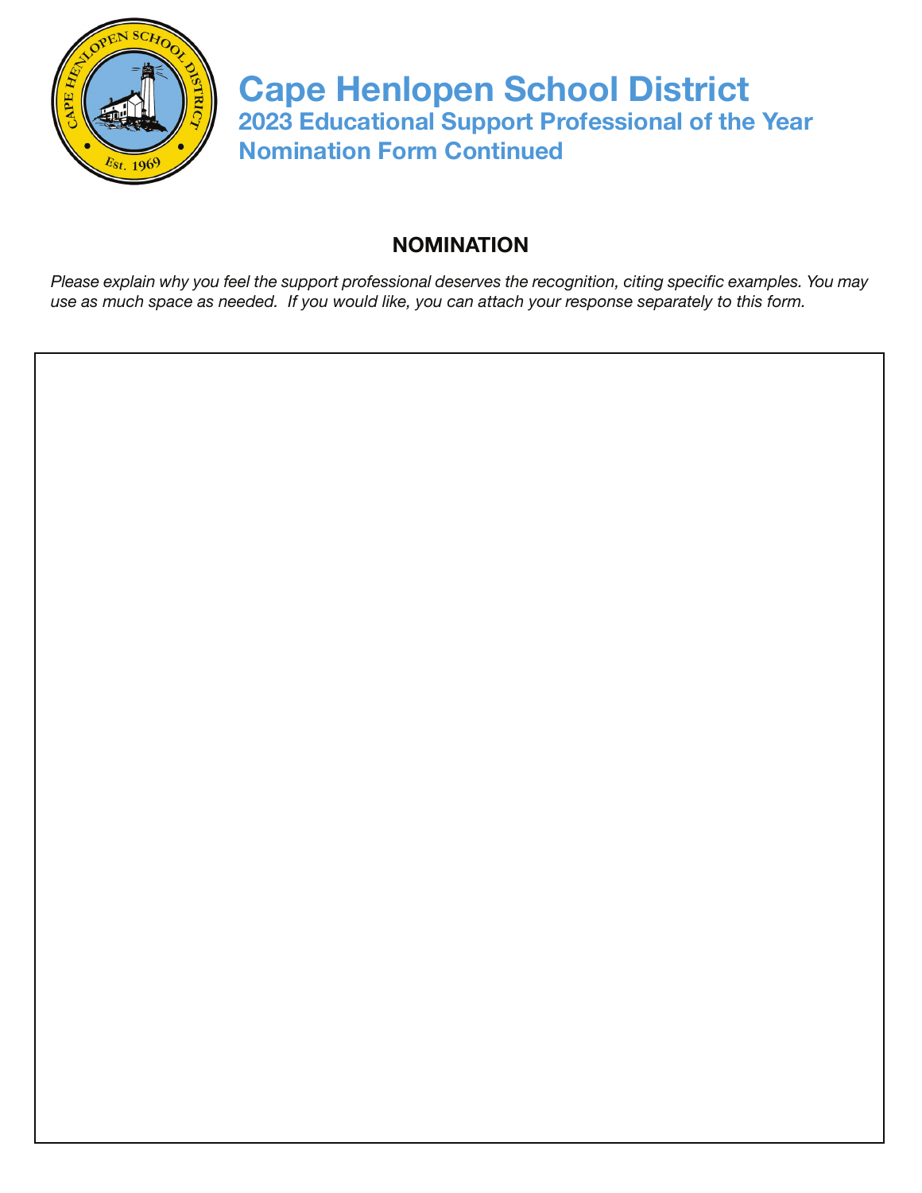# Cape Henlopen School District

## 2023 Educational Support Professional of the Year Nomination Form Continued

### NOMINATION

*Please explain why you feel the support professional deserves the recognition, citing specific examples. You may use as much space as needed. If you would like, you can attach your response separately to this form.*